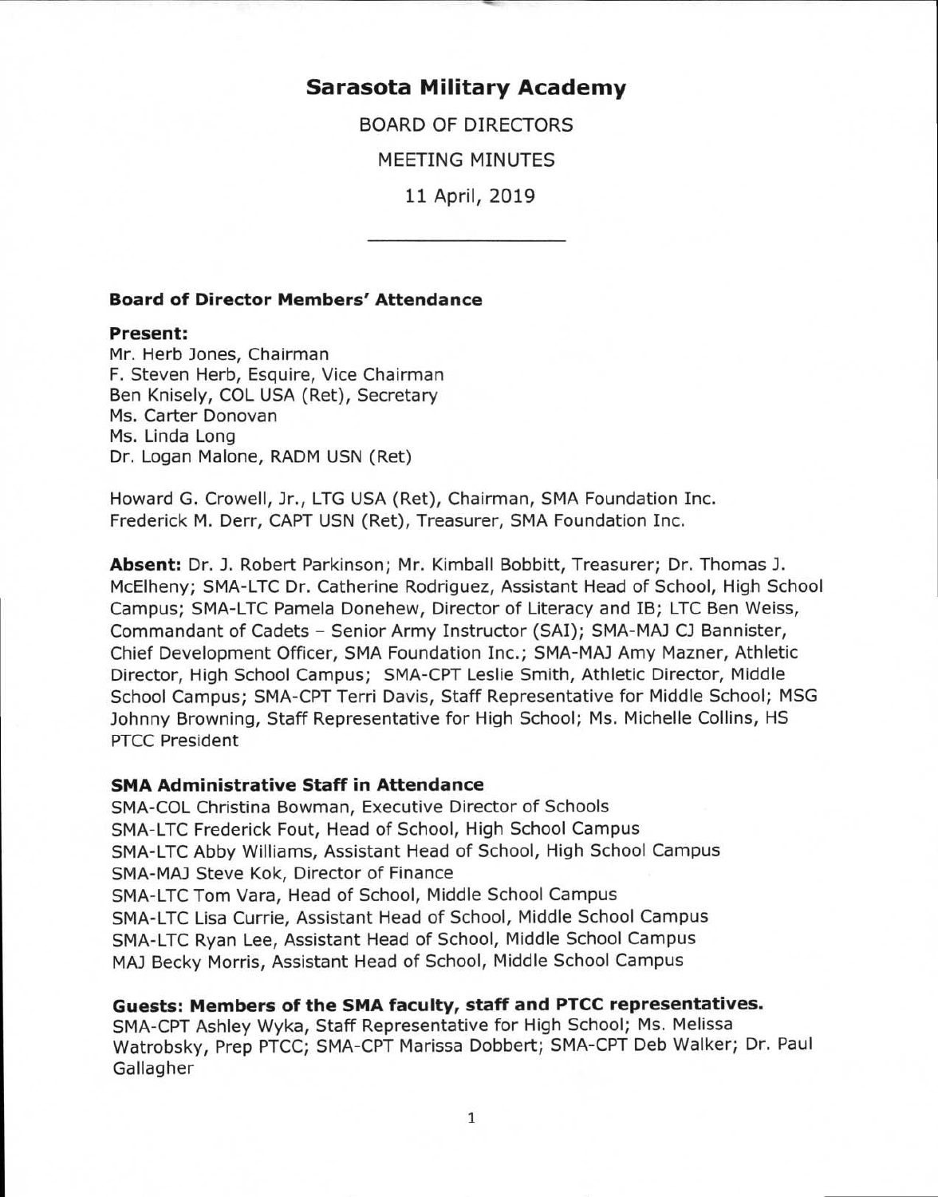# Sarasota Military Academy

BOARD OF DIRECTORS

MEETING MINUTES

11 April, 2019

---

### Board of Director Members' Attendance

**Present:**
Mr. Herb Jones, Chairman
F. Steven Herb, Esquire, Vice Chairman
Ben Knisely, COL USA (Ret), Secretary
Ms. Carter Donovan
Ms. Linda Long
Dr. Logan Malone, RADM USN (Ret)

Howard G. Crowell, Jr., LTG USA (Ret), Chairman, SMA Foundation Inc.
Frederick M. Derr, CAPT USN (Ret), Treasurer, SMA Foundation Inc.

**Absent:** Dr. J. Robert Parkinson; Mr. Kimball Bobbitt, Treasurer; Dr. Thomas J. McElheny; SMA-LTC Dr. Catherine Rodriguez, Assistant Head of School, High School Campus; SMA-LTC Pamela Donehew, Director of Literacy and IB; LTC Ben Weiss, Commandant of Cadets – Senior Army Instructor (SAI); SMA-MAJ CJ Bannister, Chief Development Officer, SMA Foundation Inc.; SMA-MAJ Amy Mazner, Athletic Director, High School Campus; SMA-CPT Leslie Smith, Athletic Director, Middle School Campus; SMA-CPT Terri Davis, Staff Representative for Middle School; MSG Johnny Browning, Staff Representative for High School; Ms. Michelle Collins, HS PTCC President

### SMA Administrative Staff in Attendance

SMA-COL Christina Bowman, Executive Director of Schools
SMA-LTC Frederick Fout, Head of School, High School Campus
SMA-LTC Abby Williams, Assistant Head of School, High School Campus
SMA-MAJ Steve Kok, Director of Finance
SMA-LTC Tom Vara, Head of School, Middle School Campus
SMA-LTC Lisa Currie, Assistant Head of School, Middle School Campus
SMA-LTC Ryan Lee, Assistant Head of School, Middle School Campus
MAJ Becky Morris, Assistant Head of School, Middle School Campus

### Guests: Members of the SMA faculty, staff and PTCC representatives.

SMA-CPT Ashley Wyka, Staff Representative for High School; Ms. Melissa Watrobsky, Prep PTCC; SMA-CPT Marissa Dobbert; SMA-CPT Deb Walker; Dr. Paul Gallagher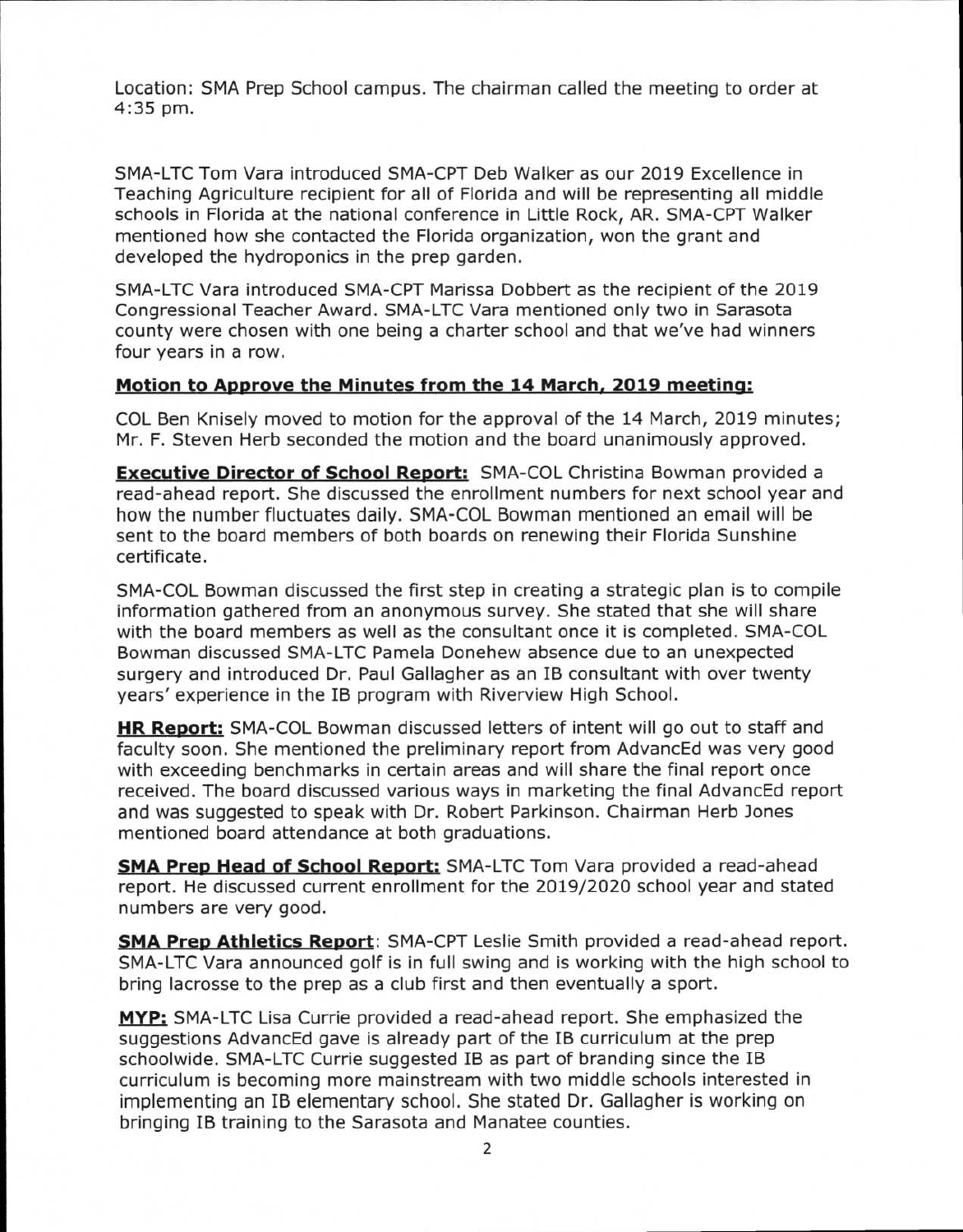Location: SMA Prep School campus. The chairman called the meeting to order at 4:35 pm.

SMA-LTC Tom Vara introduced SMA-CPT Deb Walker as our 2019 Excellence in Teaching Agriculture recipient for all of Florida and will be representing all middle schools in Florida at the national conference in Little Rock, AR. SMA-CPT Walker mentioned how she contacted the Florida organization, won the grant and developed the hydroponics in the prep garden.

SMA-LTC Vara introduced SMA-CPT Marissa Dobbert as the recipient of the 2019 Congressional Teacher Award. SMA-LTC Vara mentioned only two in Sarasota county were chosen with one being a charter school and that we've had winners four years in a row.

**Motion to Approve the Minutes from the 14 March, 2019 meeting:**

COL Ben Knisely moved to motion for the approval of the 14 March, 2019 minutes; Mr. F. Steven Herb seconded the motion and the board unanimously approved.

**Executive Director of School Report:** SMA-COL Christina Bowman provided a read-ahead report. She discussed the enrollment numbers for next school year and how the number fluctuates daily. SMA-COL Bowman mentioned an email will be sent to the board members of both boards on renewing their Florida Sunshine certificate.

SMA-COL Bowman discussed the first step in creating a strategic plan is to compile information gathered from an anonymous survey. She stated that she will share with the board members as well as the consultant once it is completed. SMA-COL Bowman discussed SMA-LTC Pamela Donehew absence due to an unexpected surgery and introduced Dr. Paul Gallagher as an IB consultant with over twenty years' experience in the IB program with Riverview High School.

**HR Report:** SMA-COL Bowman discussed letters of intent will go out to staff and faculty soon. She mentioned the preliminary report from AdvancEd was very good with exceeding benchmarks in certain areas and will share the final report once received. The board discussed various ways in marketing the final AdvancEd report and was suggested to speak with Dr. Robert Parkinson. Chairman Herb Jones mentioned board attendance at both graduations.

**SMA Prep Head of School Report:** SMA-LTC Tom Vara provided a read-ahead report. He discussed current enrollment for the 2019/2020 school year and stated numbers are very good.

**SMA Prep Athletics Report**: SMA-CPT Leslie Smith provided a read-ahead report. SMA-LTC Vara announced golf is in full swing and is working with the high school to bring lacrosse to the prep as a club first and then eventually a sport.

**MYP:** SMA-LTC Lisa Currie provided a read-ahead report. She emphasized the suggestions AdvancEd gave is already part of the IB curriculum at the prep schoolwide. SMA-LTC Currie suggested IB as part of branding since the IB curriculum is becoming more mainstream with two middle schools interested in implementing an IB elementary school. She stated Dr. Gallagher is working on bringing IB training to the Sarasota and Manatee counties.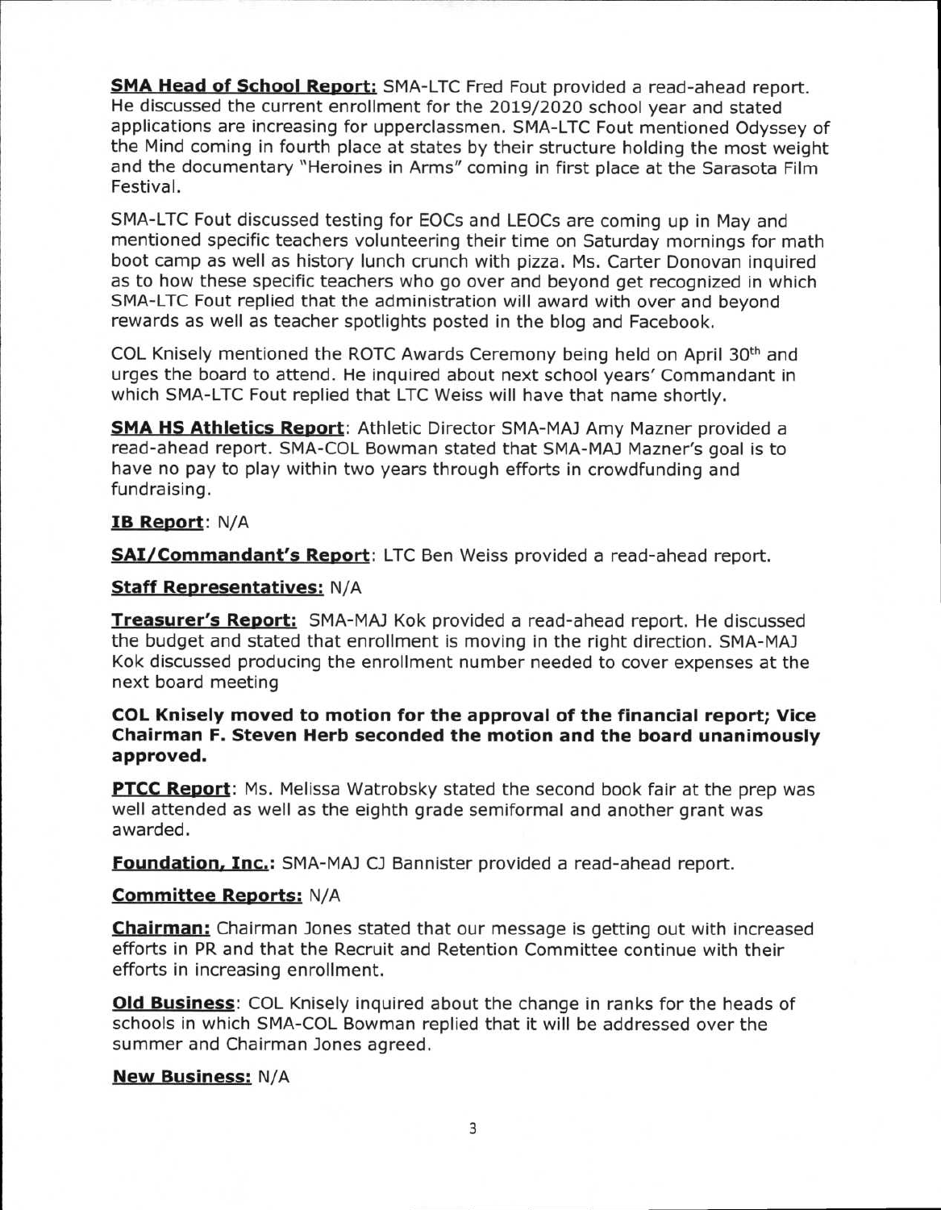**SMA Head of School Report:** SMA-LTC Fred Fout provided a read-ahead report. He discussed the current enrollment for the 2019/2020 school year and stated applications are increasing for upperclassmen. SMA-LTC Fout mentioned Odyssey of the Mind coming in fourth place at states by their structure holding the most weight and the documentary "Heroines in Arms" coming in first place at the Sarasota Film Festival.

SMA-LTC Fout discussed testing for EOCs and LEOCs are coming up in May and mentioned specific teachers volunteering their time on Saturday mornings for math boot camp as well as history lunch crunch with pizza. Ms. Carter Donovan inquired as to how these specific teachers who go over and beyond get recognized in which SMA-LTC Fout replied that the administration will award with over and beyond rewards as well as teacher spotlights posted in the blog and Facebook.

COL Knisely mentioned the ROTC Awards Ceremony being held on April 30th and urges the board to attend. He inquired about next school years' Commandant in which SMA-LTC Fout replied that LTC Weiss will have that name shortly.

**SMA HS Athletics Report**: Athletic Director SMA-MAJ Amy Mazner provided a read-ahead report. SMA-COL Bowman stated that SMA-MAJ Mazner's goal is to have no pay to play within two years through efforts in crowdfunding and fundraising.

**IB Report**: N/A

**SAI/Commandant's Report**: LTC Ben Weiss provided a read-ahead report.

**Staff Representatives:** N/A

**Treasurer's Report:** SMA-MAJ Kok provided a read-ahead report. He discussed the budget and stated that enrollment is moving in the right direction. SMA-MAJ Kok discussed producing the enrollment number needed to cover expenses at the next board meeting

**COL Knisely moved to motion for the approval of the financial report; Vice Chairman F. Steven Herb seconded the motion and the board unanimously approved.**

**PTCC Report**: Ms. Melissa Watrobsky stated the second book fair at the prep was well attended as well as the eighth grade semiformal and another grant was awarded.

**Foundation, Inc.:** SMA-MAJ CJ Bannister provided a read-ahead report.

**Committee Reports:** N/A

**Chairman:** Chairman Jones stated that our message is getting out with increased efforts in PR and that the Recruit and Retention Committee continue with their efforts in increasing enrollment.

**Old Business**: COL Knisely inquired about the change in ranks for the heads of schools in which SMA-COL Bowman replied that it will be addressed over the summer and Chairman Jones agreed.

**New Business:** N/A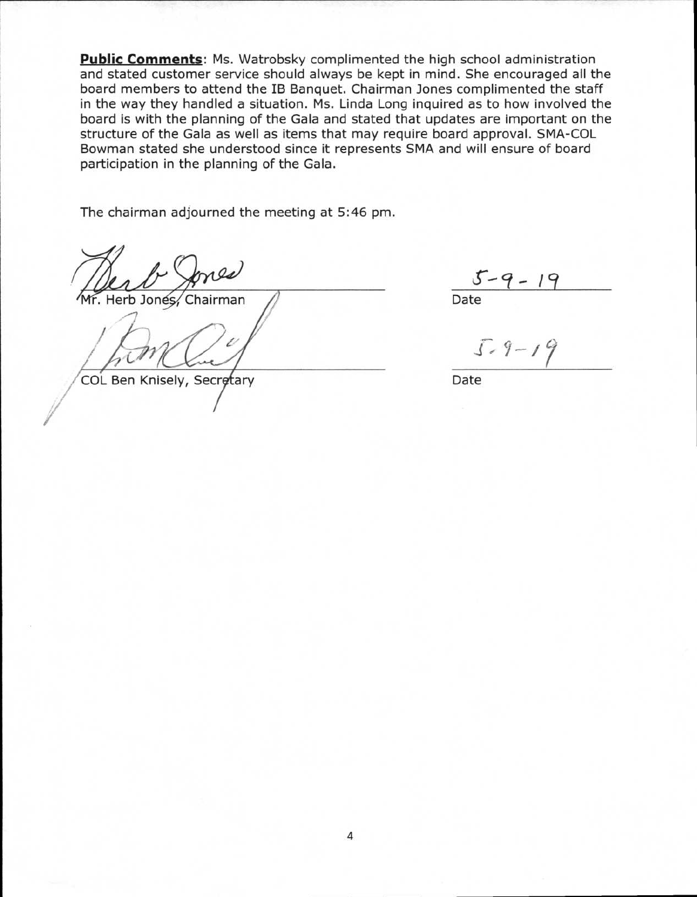**Public Comments**: Ms. Watrobsky complimented the high school administration and stated customer service should always be kept in mind. She encouraged all the board members to attend the IB Banquet. Chairman Jones complimented the staff in the way they handled a situation. Ms. Linda Long inquired as to how involved the board is with the planning of the Gala and stated that updates are important on the structure of the Gala as well as items that may require board approval. SMA-COL Bowman stated she understood since it represents SMA and will ensure of board participation in the planning of the Gala.

The chairman adjourned the meeting at 5:46 pm.

Mr. Herb Jones, Chairman — Date: 5-9-19

COL Ben Knisely, Secretary — Date: 5-9-19